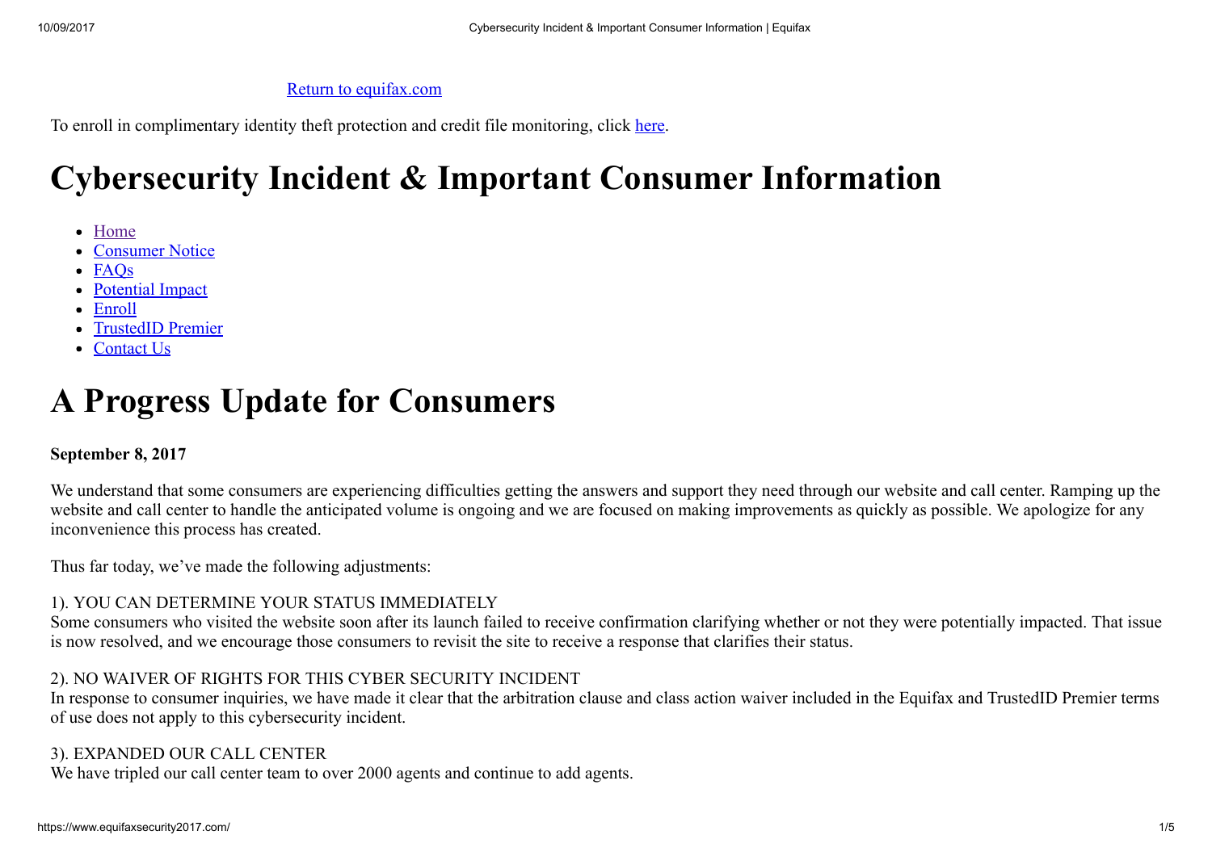Return to equifax.com

To enroll in complimentary identity theft protection and credit file monitoring, click here.

# Cybersecurity Incident & Important Consumer Information

- Home
- Consumer Notice
- FAQs
- Potential Impact
- Enroll
- TrustedID Premier
- Contact Us

# A Progress Update for Consumers

**September 8, 2017**

We understand that some consumers are experiencing difficulties getting the answers and support they need through our website and call center. Ramping up the website and call center to handle the anticipated volume is ongoing and we are focused on making improvements as quickly as possible. We apologize for any inconvenience this process has created.

Thus far today, we've made the following adjustments:

1). YOU CAN DETERMINE YOUR STATUS IMMEDIATELY
Some consumers who visited the website soon after its launch failed to receive confirmation clarifying whether or not they were potentially impacted. That issue is now resolved, and we encourage those consumers to revisit the site to receive a response that clarifies their status.

2). NO WAIVER OF RIGHTS FOR THIS CYBER SECURITY INCIDENT
In response to consumer inquiries, we have made it clear that the arbitration clause and class action waiver included in the Equifax and TrustedID Premier terms of use does not apply to this cybersecurity incident.

3). EXPANDED OUR CALL CENTER
We have tripled our call center team to over 2000 agents and continue to add agents.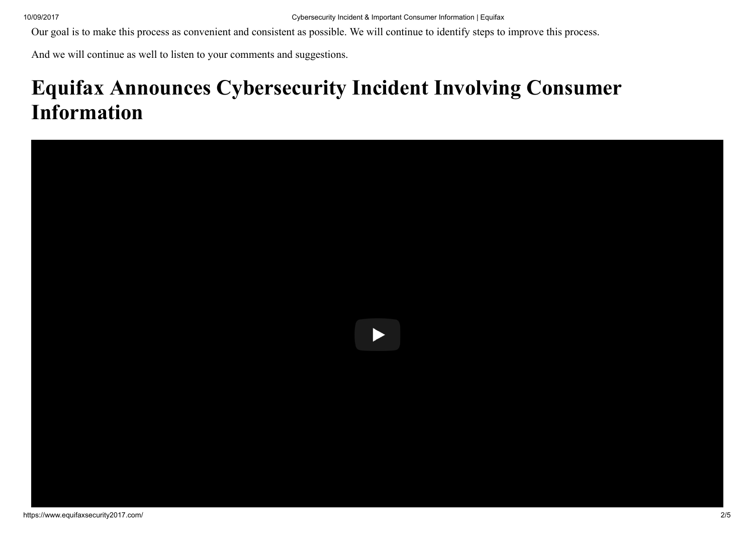Our goal is to make this process as convenient and consistent as possible. We will continue to identify steps to improve this process.

And we will continue as well to listen to your comments and suggestions.

# Equifax Announces Cybersecurity Incident Involving Consumer Information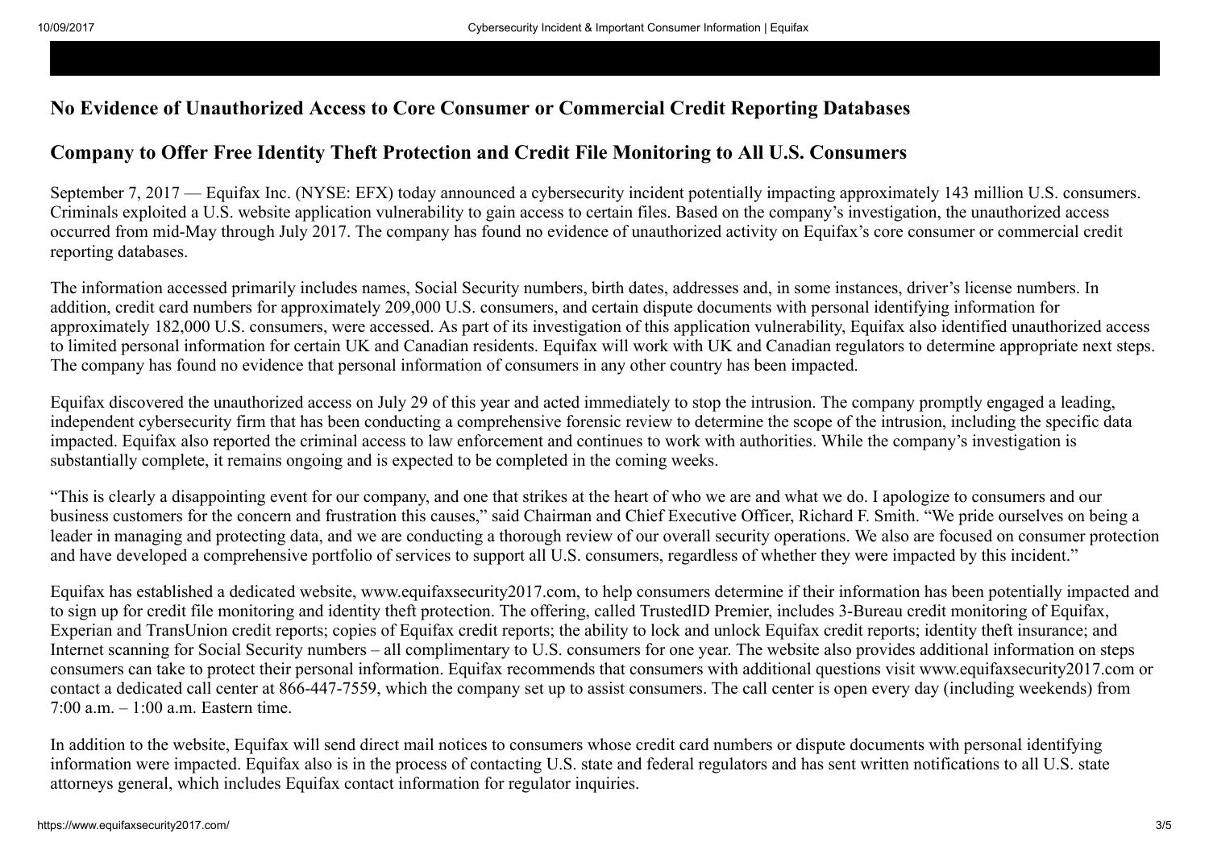## No Evidence of Unauthorized Access to Core Consumer or Commercial Credit Reporting Databases

## Company to Offer Free Identity Theft Protection and Credit File Monitoring to All U.S. Consumers

September 7, 2017 — Equifax Inc. (NYSE: EFX) today announced a cybersecurity incident potentially impacting approximately 143 million U.S. consumers. Criminals exploited a U.S. website application vulnerability to gain access to certain files. Based on the company's investigation, the unauthorized access occurred from mid-May through July 2017. The company has found no evidence of unauthorized activity on Equifax's core consumer or commercial credit reporting databases.

The information accessed primarily includes names, Social Security numbers, birth dates, addresses and, in some instances, driver's license numbers. In addition, credit card numbers for approximately 209,000 U.S. consumers, and certain dispute documents with personal identifying information for approximately 182,000 U.S. consumers, were accessed. As part of its investigation of this application vulnerability, Equifax also identified unauthorized access to limited personal information for certain UK and Canadian residents. Equifax will work with UK and Canadian regulators to determine appropriate next steps. The company has found no evidence that personal information of consumers in any other country has been impacted.

Equifax discovered the unauthorized access on July 29 of this year and acted immediately to stop the intrusion. The company promptly engaged a leading, independent cybersecurity firm that has been conducting a comprehensive forensic review to determine the scope of the intrusion, including the specific data impacted. Equifax also reported the criminal access to law enforcement and continues to work with authorities. While the company's investigation is substantially complete, it remains ongoing and is expected to be completed in the coming weeks.

"This is clearly a disappointing event for our company, and one that strikes at the heart of who we are and what we do. I apologize to consumers and our business customers for the concern and frustration this causes," said Chairman and Chief Executive Officer, Richard F. Smith. "We pride ourselves on being a leader in managing and protecting data, and we are conducting a thorough review of our overall security operations. We also are focused on consumer protection and have developed a comprehensive portfolio of services to support all U.S. consumers, regardless of whether they were impacted by this incident."

Equifax has established a dedicated website, www.equifaxsecurity2017.com, to help consumers determine if their information has been potentially impacted and to sign up for credit file monitoring and identity theft protection. The offering, called TrustedID Premier, includes 3-Bureau credit monitoring of Equifax, Experian and TransUnion credit reports; copies of Equifax credit reports; the ability to lock and unlock Equifax credit reports; identity theft insurance; and Internet scanning for Social Security numbers – all complimentary to U.S. consumers for one year. The website also provides additional information on steps consumers can take to protect their personal information. Equifax recommends that consumers with additional questions visit www.equifaxsecurity2017.com or contact a dedicated call center at 866-447-7559, which the company set up to assist consumers. The call center is open every day (including weekends) from 7:00 a.m. – 1:00 a.m. Eastern time.

In addition to the website, Equifax will send direct mail notices to consumers whose credit card numbers or dispute documents with personal identifying information were impacted. Equifax also is in the process of contacting U.S. state and federal regulators and has sent written notifications to all U.S. state attorneys general, which includes Equifax contact information for regulator inquiries.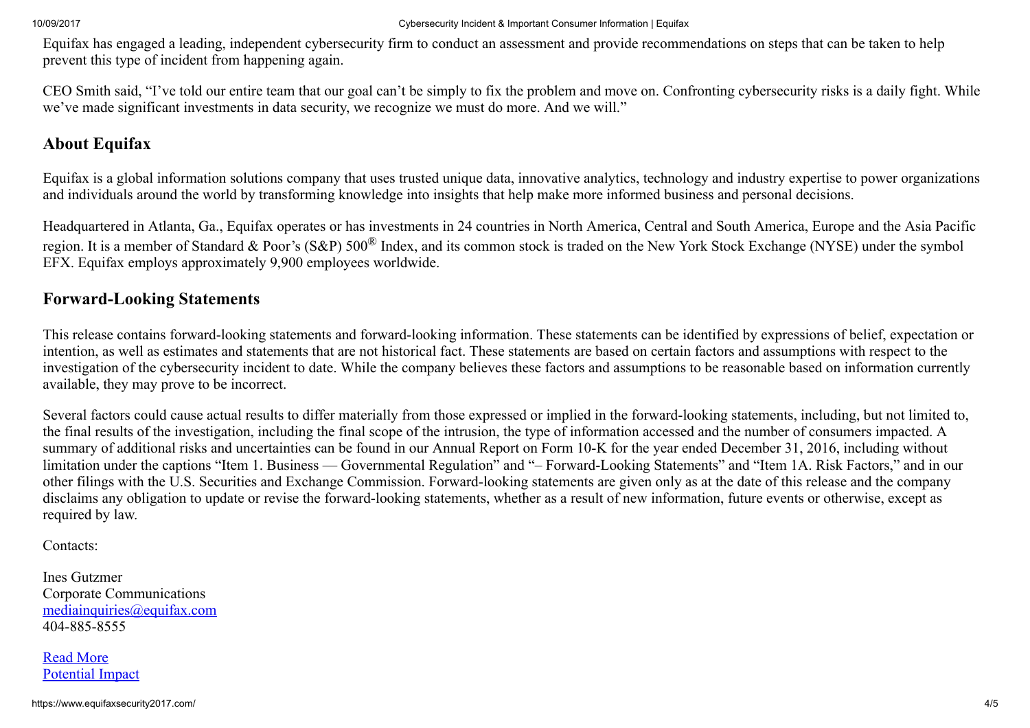Equifax has engaged a leading, independent cybersecurity firm to conduct an assessment and provide recommendations on steps that can be taken to help prevent this type of incident from happening again.

CEO Smith said, "I've told our entire team that our goal can't be simply to fix the problem and move on. Confronting cybersecurity risks is a daily fight. While we've made significant investments in data security, we recognize we must do more. And we will."

## About Equifax

Equifax is a global information solutions company that uses trusted unique data, innovative analytics, technology and industry expertise to power organizations and individuals around the world by transforming knowledge into insights that help make more informed business and personal decisions.

Headquartered in Atlanta, Ga., Equifax operates or has investments in 24 countries in North America, Central and South America, Europe and the Asia Pacific region. It is a member of Standard & Poor's (S&P) 500® Index, and its common stock is traded on the New York Stock Exchange (NYSE) under the symbol EFX. Equifax employs approximately 9,900 employees worldwide.

## Forward-Looking Statements

This release contains forward-looking statements and forward-looking information. These statements can be identified by expressions of belief, expectation or intention, as well as estimates and statements that are not historical fact. These statements are based on certain factors and assumptions with respect to the investigation of the cybersecurity incident to date. While the company believes these factors and assumptions to be reasonable based on information currently available, they may prove to be incorrect.

Several factors could cause actual results to differ materially from those expressed or implied in the forward-looking statements, including, but not limited to, the final results of the investigation, including the final scope of the intrusion, the type of information accessed and the number of consumers impacted. A summary of additional risks and uncertainties can be found in our Annual Report on Form 10-K for the year ended December 31, 2016, including without limitation under the captions "Item 1. Business — Governmental Regulation" and "– Forward-Looking Statements" and "Item 1A. Risk Factors," and in our other filings with the U.S. Securities and Exchange Commission. Forward-looking statements are given only as at the date of this release and the company disclaims any obligation to update or revise the forward-looking statements, whether as a result of new information, future events or otherwise, except as required by law.

Contacts:

Ines Gutzmer
Corporate Communications
mediainquiries@equifax.com
404-885-8555

Read More
Potential Impact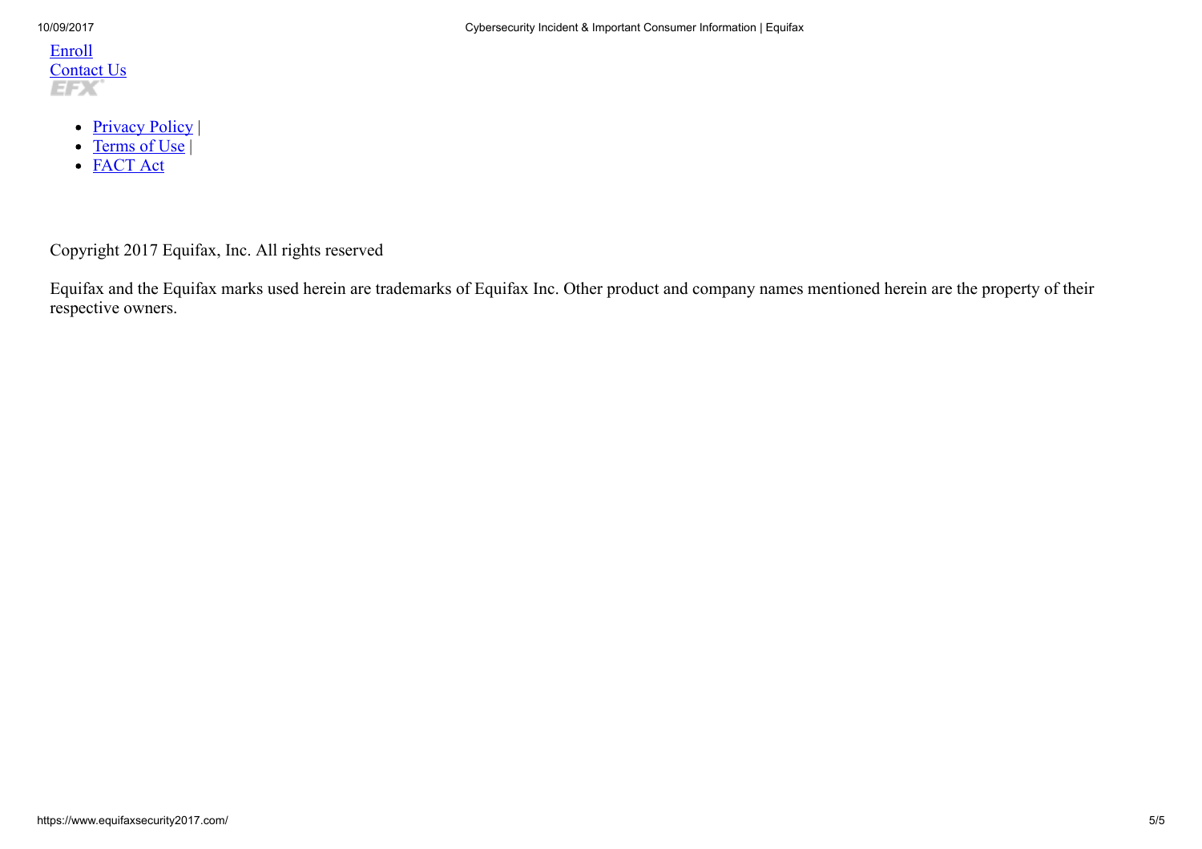Enroll
Contact Us
EFX

- Privacy Policy |
- Terms of Use |
- FACT Act

Copyright 2017 Equifax, Inc. All rights reserved

Equifax and the Equifax marks used herein are trademarks of Equifax Inc. Other product and company names mentioned herein are the property of their respective owners.